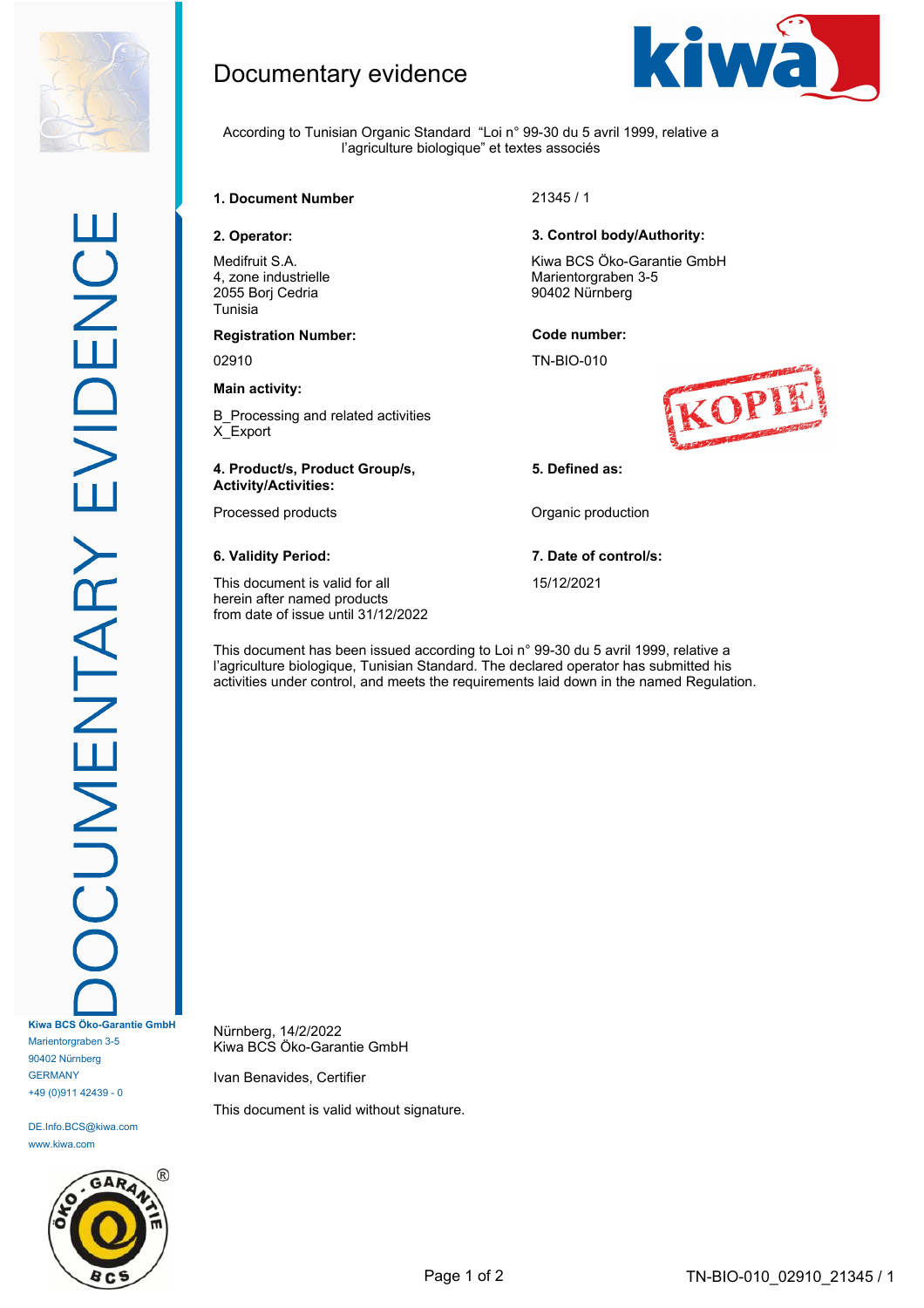# Documentary evidence

According to Tunisian Organic Standard "Loi n° 99-30 du 5 avril 1999, relative a l'agriculture biologique" et textes associés

**1. Document Number**

21345 / 1

**2. Operator:**

Medifruit S.A.
4, zone industrielle
2055 Borj Cedria
Tunisia

**3. Control body/Authority:**

Kiwa BCS Öko-Garantie GmbH
Marientorgraben 3-5
90402 Nürnberg

**Registration Number:**

02910

**Code number:**

TN-BIO-010

**Main activity:**

B_Processing and related activities
X_Export

KOPIE

**4. Product/s, Product Group/s, Activity/Activities:**

Processed products

**5. Defined as:**

Organic production

**6. Validity Period:**

This document is valid for all herein after named products from date of issue until 31/12/2022

**7. Date of control/s:**

15/12/2021

This document has been issued according to Loi n° 99-30 du 5 avril 1999, relative a l'agriculture biologique, Tunisian Standard. The declared operator has submitted his activities under control, and meets the requirements laid down in the named Regulation.

Nürnberg, 14/2/2022
Kiwa BCS Öko-Garantie GmbH

Ivan Benavides, Certifier

This document is valid without signature.

DOCUMENTARY EVIDENCE

Kiwa BCS Öko-Garantie GmbH
Marientorgraben 3-5
90402 Nürnberg
GERMANY
+49 (0)911 42439 - 0

DE.Info.BCS@kiwa.com
www.kiwa.com

TN-BIO-010_02910_21345 / 1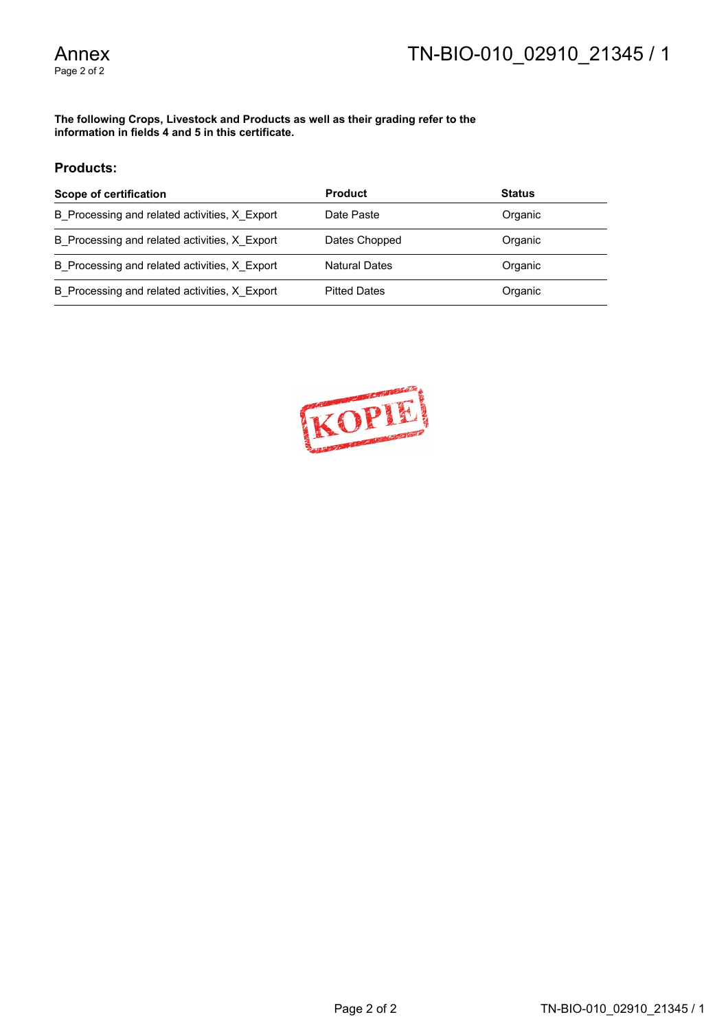# Annex

The following Crops, Livestock and Products as well as their grading refer to the information in fields 4 and 5 in this certificate.

## Products:

| Scope of certification | Product | Status |
|---|---|---|
| B_Processing and related activities, X_Export | Date Paste | Organic |
| B_Processing and related activities, X_Export | Dates Chopped | Organic |
| B_Processing and related activities, X_Export | Natural Dates | Organic |
| B_Processing and related activities, X_Export | Pitted Dates | Organic |

KOPIE